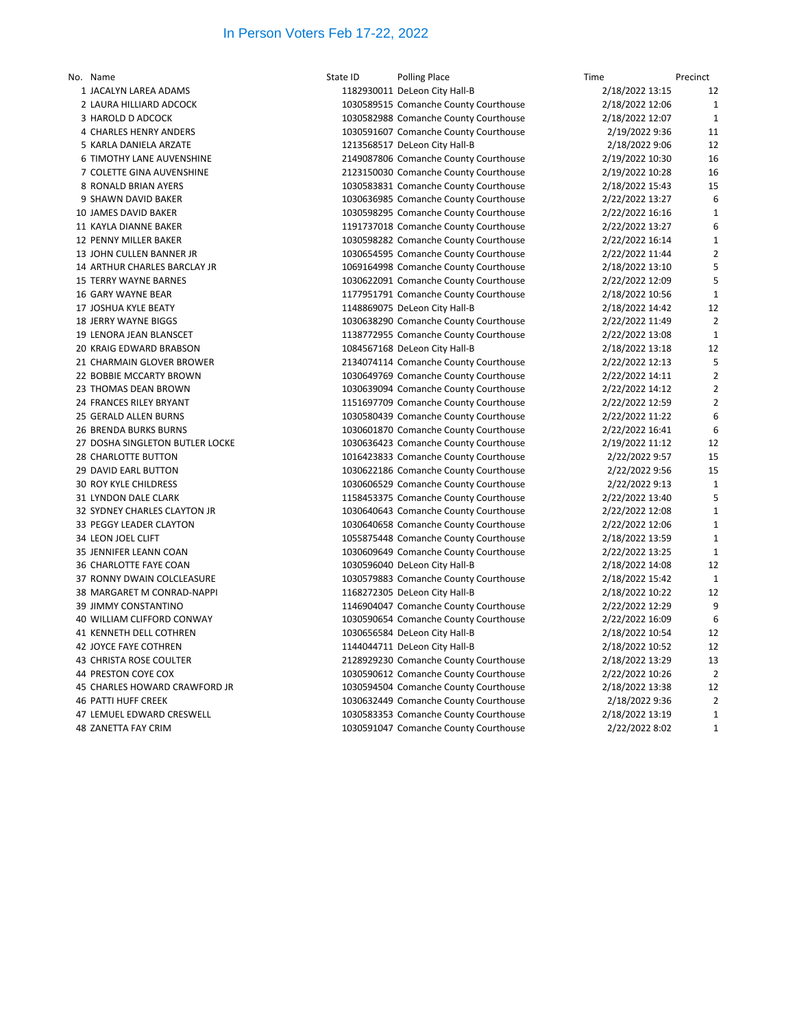# In Person Voters Feb 17-22, 2022

| No. | Name | State ID | Polling Place | Time | Precinct |
|---|---|---|---|---|---|
| 1 | JACALYN LAREA ADAMS | 1182930011 | DeLeon City Hall-B | 2/18/2022 13:15 | 12 |
| 2 | LAURA HILLIARD ADCOCK | 1030589515 | Comanche County Courthouse | 2/18/2022 12:06 | 1 |
| 3 | HAROLD D ADCOCK | 1030582988 | Comanche County Courthouse | 2/18/2022 12:07 | 1 |
| 4 | CHARLES HENRY ANDERS | 1030591607 | Comanche County Courthouse | 2/19/2022 9:36 | 11 |
| 5 | KARLA DANIELA ARZATE | 1213568517 | DeLeon City Hall-B | 2/18/2022 9:06 | 12 |
| 6 | TIMOTHY LANE AUVENSHINE | 2149087806 | Comanche County Courthouse | 2/19/2022 10:30 | 16 |
| 7 | COLETTE GINA AUVENSHINE | 2123150030 | Comanche County Courthouse | 2/19/2022 10:28 | 16 |
| 8 | RONALD BRIAN AYERS | 1030583831 | Comanche County Courthouse | 2/18/2022 15:43 | 15 |
| 9 | SHAWN DAVID BAKER | 1030636985 | Comanche County Courthouse | 2/22/2022 13:27 | 6 |
| 10 | JAMES DAVID BAKER | 1030598295 | Comanche County Courthouse | 2/22/2022 16:16 | 1 |
| 11 | KAYLA DIANNE BAKER | 1191737018 | Comanche County Courthouse | 2/22/2022 13:27 | 6 |
| 12 | PENNY MILLER BAKER | 1030598282 | Comanche County Courthouse | 2/22/2022 16:14 | 1 |
| 13 | JOHN CULLEN BANNER JR | 1030654595 | Comanche County Courthouse | 2/22/2022 11:44 | 2 |
| 14 | ARTHUR CHARLES BARCLAY JR | 1069164998 | Comanche County Courthouse | 2/18/2022 13:10 | 5 |
| 15 | TERRY WAYNE BARNES | 1030622091 | Comanche County Courthouse | 2/22/2022 12:09 | 5 |
| 16 | GARY WAYNE BEAR | 1177951791 | Comanche County Courthouse | 2/18/2022 10:56 | 1 |
| 17 | JOSHUA KYLE BEATY | 1148869075 | DeLeon City Hall-B | 2/18/2022 14:42 | 12 |
| 18 | JERRY WAYNE BIGGS | 1030638290 | Comanche County Courthouse | 2/22/2022 11:49 | 2 |
| 19 | LENORA JEAN BLANSCET | 1138772955 | Comanche County Courthouse | 2/22/2022 13:08 | 1 |
| 20 | KRAIG EDWARD BRABSON | 1084567168 | DeLeon City Hall-B | 2/18/2022 13:18 | 12 |
| 21 | CHARMAIN GLOVER BROWER | 2134074114 | Comanche County Courthouse | 2/22/2022 12:13 | 5 |
| 22 | BOBBIE MCCARTY BROWN | 1030649769 | Comanche County Courthouse | 2/22/2022 14:11 | 2 |
| 23 | THOMAS DEAN BROWN | 1030639094 | Comanche County Courthouse | 2/22/2022 14:12 | 2 |
| 24 | FRANCES RILEY BRYANT | 1151697709 | Comanche County Courthouse | 2/22/2022 12:59 | 2 |
| 25 | GERALD ALLEN BURNS | 1030580439 | Comanche County Courthouse | 2/22/2022 11:22 | 6 |
| 26 | BRENDA BURKS BURNS | 1030601870 | Comanche County Courthouse | 2/22/2022 16:41 | 6 |
| 27 | DOSHA SINGLETON BUTLER LOCKE | 1030636423 | Comanche County Courthouse | 2/19/2022 11:12 | 12 |
| 28 | CHARLOTTE BUTTON | 1016423833 | Comanche County Courthouse | 2/22/2022 9:57 | 15 |
| 29 | DAVID EARL BUTTON | 1030622186 | Comanche County Courthouse | 2/22/2022 9:56 | 15 |
| 30 | ROY KYLE CHILDRESS | 1030606529 | Comanche County Courthouse | 2/22/2022 9:13 | 1 |
| 31 | LYNDON DALE CLARK | 1158453375 | Comanche County Courthouse | 2/22/2022 13:40 | 5 |
| 32 | SYDNEY CHARLES CLAYTON JR | 1030640643 | Comanche County Courthouse | 2/22/2022 12:08 | 1 |
| 33 | PEGGY LEADER CLAYTON | 1030640658 | Comanche County Courthouse | 2/22/2022 12:06 | 1 |
| 34 | LEON JOEL CLIFT | 1055875448 | Comanche County Courthouse | 2/18/2022 13:59 | 1 |
| 35 | JENNIFER LEANN COAN | 1030609649 | Comanche County Courthouse | 2/22/2022 13:25 | 1 |
| 36 | CHARLOTTE FAYE COAN | 1030596040 | DeLeon City Hall-B | 2/18/2022 14:08 | 12 |
| 37 | RONNY DWAIN COLCLEASURE | 1030579883 | Comanche County Courthouse | 2/18/2022 15:42 | 1 |
| 38 | MARGARET M CONRAD-NAPPI | 1168272305 | DeLeon City Hall-B | 2/18/2022 10:22 | 12 |
| 39 | JIMMY CONSTANTINO | 1146904047 | Comanche County Courthouse | 2/22/2022 12:29 | 9 |
| 40 | WILLIAM CLIFFORD CONWAY | 1030590654 | Comanche County Courthouse | 2/22/2022 16:09 | 6 |
| 41 | KENNETH DELL COTHREN | 1030656584 | DeLeon City Hall-B | 2/18/2022 10:54 | 12 |
| 42 | JOYCE FAYE COTHREN | 1144044711 | DeLeon City Hall-B | 2/18/2022 10:52 | 12 |
| 43 | CHRISTA ROSE COULTER | 2128929230 | Comanche County Courthouse | 2/18/2022 13:29 | 13 |
| 44 | PRESTON COYE COX | 1030590612 | Comanche County Courthouse | 2/22/2022 10:26 | 2 |
| 45 | CHARLES HOWARD CRAWFORD JR | 1030594504 | Comanche County Courthouse | 2/18/2022 13:38 | 12 |
| 46 | PATTI HUFF CREEK | 1030632449 | Comanche County Courthouse | 2/18/2022 9:36 | 2 |
| 47 | LEMUEL EDWARD CRESWELL | 1030583353 | Comanche County Courthouse | 2/18/2022 13:19 | 1 |
| 48 | ZANETTA FAY CRIM | 1030591047 | Comanche County Courthouse | 2/22/2022 8:02 | 1 |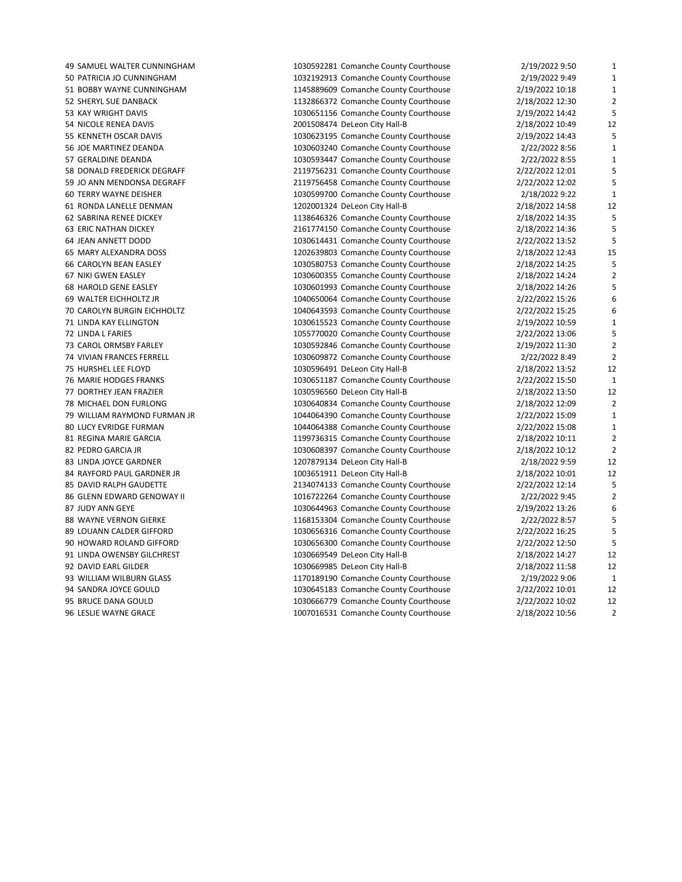| | | | | | |
|---|---|---|---|---|---|
| 49 | SAMUEL WALTER CUNNINGHAM | 1030592281 | Comanche County Courthouse | 2/19/2022 9:50 | 1 |
| 50 | PATRICIA JO CUNNINGHAM | 1032192913 | Comanche County Courthouse | 2/19/2022 9:49 | 1 |
| 51 | BOBBY WAYNE CUNNINGHAM | 1145889609 | Comanche County Courthouse | 2/19/2022 10:18 | 1 |
| 52 | SHERYL SUE DANBACK | 1132866372 | Comanche County Courthouse | 2/18/2022 12:30 | 2 |
| 53 | KAY WRIGHT DAVIS | 1030651156 | Comanche County Courthouse | 2/19/2022 14:42 | 5 |
| 54 | NICOLE RENEA DAVIS | 2001508474 | DeLeon City Hall-B | 2/18/2022 10:49 | 12 |
| 55 | KENNETH OSCAR DAVIS | 1030623195 | Comanche County Courthouse | 2/19/2022 14:43 | 5 |
| 56 | JOE MARTINEZ DEANDA | 1030603240 | Comanche County Courthouse | 2/22/2022 8:56 | 1 |
| 57 | GERALDINE DEANDA | 1030593447 | Comanche County Courthouse | 2/22/2022 8:55 | 1 |
| 58 | DONALD FREDERICK DEGRAFF | 2119756231 | Comanche County Courthouse | 2/22/2022 12:01 | 5 |
| 59 | JO ANN MENDONSA DEGRAFF | 2119756458 | Comanche County Courthouse | 2/22/2022 12:02 | 5 |
| 60 | TERRY WAYNE DEISHER | 1030599700 | Comanche County Courthouse | 2/18/2022 9:22 | 1 |
| 61 | RONDA LANELLE DENMAN | 1202001324 | DeLeon City Hall-B | 2/18/2022 14:58 | 12 |
| 62 | SABRINA RENEE DICKEY | 1138646326 | Comanche County Courthouse | 2/18/2022 14:35 | 5 |
| 63 | ERIC NATHAN DICKEY | 2161774150 | Comanche County Courthouse | 2/18/2022 14:36 | 5 |
| 64 | JEAN ANNETT DODD | 1030614431 | Comanche County Courthouse | 2/22/2022 13:52 | 5 |
| 65 | MARY ALEXANDRA DOSS | 1202639803 | Comanche County Courthouse | 2/18/2022 12:43 | 15 |
| 66 | CAROLYN BEAN EASLEY | 1030580753 | Comanche County Courthouse | 2/18/2022 14:25 | 5 |
| 67 | NIKI GWEN EASLEY | 1030600355 | Comanche County Courthouse | 2/18/2022 14:24 | 2 |
| 68 | HAROLD GENE EASLEY | 1030601993 | Comanche County Courthouse | 2/18/2022 14:26 | 5 |
| 69 | WALTER EICHHOLTZ JR | 1040650064 | Comanche County Courthouse | 2/22/2022 15:26 | 6 |
| 70 | CAROLYN BURGIN EICHHOLTZ | 1040643593 | Comanche County Courthouse | 2/22/2022 15:25 | 6 |
| 71 | LINDA KAY ELLINGTON | 1030615523 | Comanche County Courthouse | 2/19/2022 10:59 | 1 |
| 72 | LINDA L FARIES | 1055770020 | Comanche County Courthouse | 2/22/2022 13:06 | 5 |
| 73 | CAROL ORMSBY FARLEY | 1030592846 | Comanche County Courthouse | 2/19/2022 11:30 | 2 |
| 74 | VIVIAN FRANCES FERRELL | 1030609872 | Comanche County Courthouse | 2/22/2022 8:49 | 2 |
| 75 | HURSHEL LEE FLOYD | 1030596491 | DeLeon City Hall-B | 2/18/2022 13:52 | 12 |
| 76 | MARIE HODGES FRANKS | 1030651187 | Comanche County Courthouse | 2/22/2022 15:50 | 1 |
| 77 | DORTHEY JEAN FRAZIER | 1030596560 | DeLeon City Hall-B | 2/18/2022 13:50 | 12 |
| 78 | MICHAEL DON FURLONG | 1030640834 | Comanche County Courthouse | 2/18/2022 12:09 | 2 |
| 79 | WILLIAM RAYMOND FURMAN JR | 1044064390 | Comanche County Courthouse | 2/22/2022 15:09 | 1 |
| 80 | LUCY EVRIDGE FURMAN | 1044064388 | Comanche County Courthouse | 2/22/2022 15:08 | 1 |
| 81 | REGINA MARIE GARCIA | 1199736315 | Comanche County Courthouse | 2/18/2022 10:11 | 2 |
| 82 | PEDRO GARCIA JR | 1030608397 | Comanche County Courthouse | 2/18/2022 10:12 | 2 |
| 83 | LINDA JOYCE GARDNER | 1207879134 | DeLeon City Hall-B | 2/18/2022 9:59 | 12 |
| 84 | RAYFORD PAUL GARDNER JR | 1003651911 | DeLeon City Hall-B | 2/18/2022 10:01 | 12 |
| 85 | DAVID RALPH GAUDETTE | 2134074133 | Comanche County Courthouse | 2/22/2022 12:14 | 5 |
| 86 | GLENN EDWARD GENOWAY II | 1016722264 | Comanche County Courthouse | 2/22/2022 9:45 | 2 |
| 87 | JUDY ANN GEYE | 1030644963 | Comanche County Courthouse | 2/19/2022 13:26 | 6 |
| 88 | WAYNE VERNON GIERKE | 1168153304 | Comanche County Courthouse | 2/22/2022 8:57 | 5 |
| 89 | LOUANN CALDER GIFFORD | 1030656316 | Comanche County Courthouse | 2/22/2022 16:25 | 5 |
| 90 | HOWARD ROLAND GIFFORD | 1030656300 | Comanche County Courthouse | 2/22/2022 12:50 | 5 |
| 91 | LINDA OWENSBY GILCHREST | 1030669549 | DeLeon City Hall-B | 2/18/2022 14:27 | 12 |
| 92 | DAVID EARL GILDER | 1030669985 | DeLeon City Hall-B | 2/18/2022 11:58 | 12 |
| 93 | WILLIAM WILBURN GLASS | 1170189190 | Comanche County Courthouse | 2/19/2022 9:06 | 1 |
| 94 | SANDRA JOYCE GOULD | 1030645183 | Comanche County Courthouse | 2/22/2022 10:01 | 12 |
| 95 | BRUCE DANA GOULD | 1030666779 | Comanche County Courthouse | 2/22/2022 10:02 | 12 |
| 96 | LESLIE WAYNE GRACE | 1007016531 | Comanche County Courthouse | 2/18/2022 10:56 | 2 |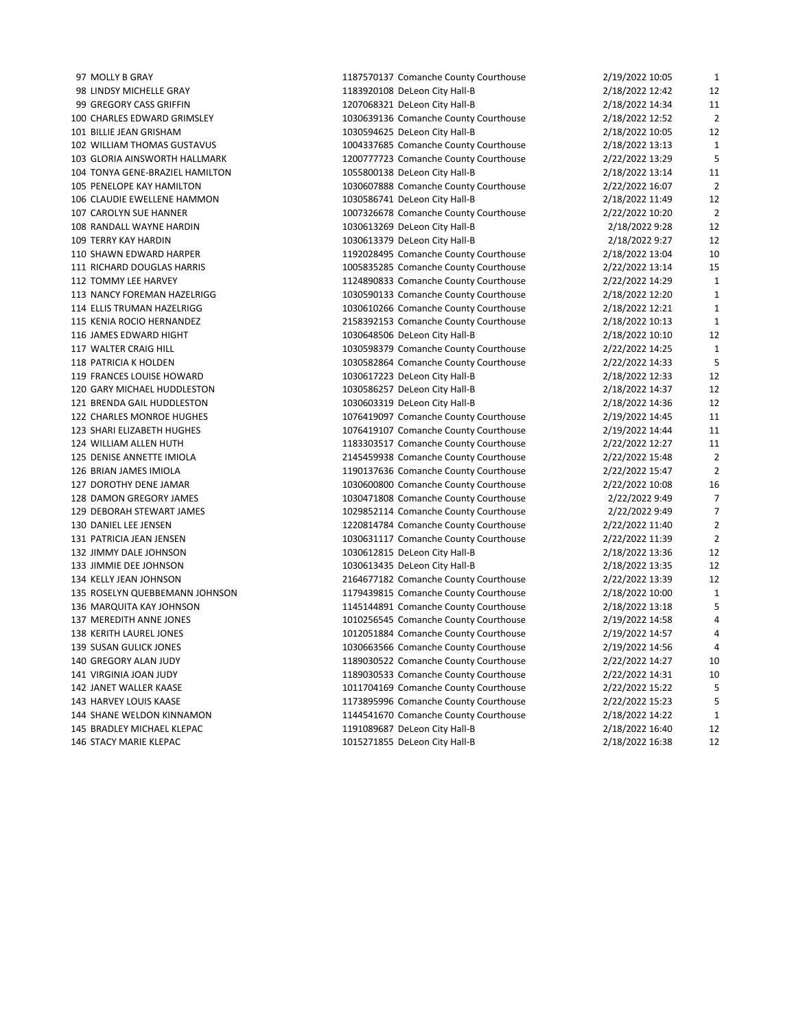| | | | | | |
|---|---|---|---|---|---|
| 97 | MOLLY B GRAY | 1187570137 | Comanche County Courthouse | 2/19/2022 10:05 | 1 |
| 98 | LINDSY MICHELLE GRAY | 1183920108 | DeLeon City Hall-B | 2/18/2022 12:42 | 12 |
| 99 | GREGORY CASS GRIFFIN | 1207068321 | DeLeon City Hall-B | 2/18/2022 14:34 | 11 |
| 100 | CHARLES EDWARD GRIMSLEY | 1030639136 | Comanche County Courthouse | 2/18/2022 12:52 | 2 |
| 101 | BILLIE JEAN GRISHAM | 1030594625 | DeLeon City Hall-B | 2/18/2022 10:05 | 12 |
| 102 | WILLIAM THOMAS GUSTAVUS | 1004337685 | Comanche County Courthouse | 2/18/2022 13:13 | 1 |
| 103 | GLORIA AINSWORTH HALLMARK | 1200777723 | Comanche County Courthouse | 2/22/2022 13:29 | 5 |
| 104 | TONYA GENE-BRAZIEL HAMILTON | 1055800138 | DeLeon City Hall-B | 2/18/2022 13:14 | 11 |
| 105 | PENELOPE KAY HAMILTON | 1030607888 | Comanche County Courthouse | 2/22/2022 16:07 | 2 |
| 106 | CLAUDIE EWELLENE HAMMON | 1030586741 | DeLeon City Hall-B | 2/18/2022 11:49 | 12 |
| 107 | CAROLYN SUE HANNER | 1007326678 | Comanche County Courthouse | 2/22/2022 10:20 | 2 |
| 108 | RANDALL WAYNE HARDIN | 1030613269 | DeLeon City Hall-B | 2/18/2022 9:28 | 12 |
| 109 | TERRY KAY HARDIN | 1030613379 | DeLeon City Hall-B | 2/18/2022 9:27 | 12 |
| 110 | SHAWN EDWARD HARPER | 1192028495 | Comanche County Courthouse | 2/18/2022 13:04 | 10 |
| 111 | RICHARD DOUGLAS HARRIS | 1005835285 | Comanche County Courthouse | 2/22/2022 13:14 | 15 |
| 112 | TOMMY LEE HARVEY | 1124890833 | Comanche County Courthouse | 2/22/2022 14:29 | 1 |
| 113 | NANCY FOREMAN HAZELRIGG | 1030590133 | Comanche County Courthouse | 2/18/2022 12:20 | 1 |
| 114 | ELLIS TRUMAN HAZELRIGG | 1030610266 | Comanche County Courthouse | 2/18/2022 12:21 | 1 |
| 115 | KENIA ROCIO HERNANDEZ | 2158392153 | Comanche County Courthouse | 2/18/2022 10:13 | 1 |
| 116 | JAMES EDWARD HIGHT | 1030648506 | DeLeon City Hall-B | 2/18/2022 10:10 | 12 |
| 117 | WALTER CRAIG HILL | 1030598379 | Comanche County Courthouse | 2/22/2022 14:25 | 1 |
| 118 | PATRICIA K HOLDEN | 1030582864 | Comanche County Courthouse | 2/22/2022 14:33 | 5 |
| 119 | FRANCES LOUISE HOWARD | 1030617223 | DeLeon City Hall-B | 2/18/2022 12:33 | 12 |
| 120 | GARY MICHAEL HUDDLESTON | 1030586257 | DeLeon City Hall-B | 2/18/2022 14:37 | 12 |
| 121 | BRENDA GAIL HUDDLESTON | 1030603319 | DeLeon City Hall-B | 2/18/2022 14:36 | 12 |
| 122 | CHARLES MONROE HUGHES | 1076419097 | Comanche County Courthouse | 2/19/2022 14:45 | 11 |
| 123 | SHARI ELIZABETH HUGHES | 1076419107 | Comanche County Courthouse | 2/19/2022 14:44 | 11 |
| 124 | WILLIAM ALLEN HUTH | 1183303517 | Comanche County Courthouse | 2/22/2022 12:27 | 11 |
| 125 | DENISE ANNETTE IMIOLA | 2145459938 | Comanche County Courthouse | 2/22/2022 15:48 | 2 |
| 126 | BRIAN JAMES IMIOLA | 1190137636 | Comanche County Courthouse | 2/22/2022 15:47 | 2 |
| 127 | DOROTHY DENE JAMAR | 1030600800 | Comanche County Courthouse | 2/22/2022 10:08 | 16 |
| 128 | DAMON GREGORY JAMES | 1030471808 | Comanche County Courthouse | 2/22/2022 9:49 | 7 |
| 129 | DEBORAH STEWART JAMES | 1029852114 | Comanche County Courthouse | 2/22/2022 9:49 | 7 |
| 130 | DANIEL LEE JENSEN | 1220814784 | Comanche County Courthouse | 2/22/2022 11:40 | 2 |
| 131 | PATRICIA JEAN JENSEN | 1030631117 | Comanche County Courthouse | 2/22/2022 11:39 | 2 |
| 132 | JIMMY DALE JOHNSON | 1030612815 | DeLeon City Hall-B | 2/18/2022 13:36 | 12 |
| 133 | JIMMIE DEE JOHNSON | 1030613435 | DeLeon City Hall-B | 2/18/2022 13:35 | 12 |
| 134 | KELLY JEAN JOHNSON | 2164677182 | Comanche County Courthouse | 2/22/2022 13:39 | 12 |
| 135 | ROSELYN QUEBBEMANN JOHNSON | 1179439815 | Comanche County Courthouse | 2/18/2022 10:00 | 1 |
| 136 | MARQUITA KAY JOHNSON | 1145144891 | Comanche County Courthouse | 2/18/2022 13:18 | 5 |
| 137 | MEREDITH ANNE JONES | 1010256545 | Comanche County Courthouse | 2/19/2022 14:58 | 4 |
| 138 | KERITH LAUREL JONES | 1012051884 | Comanche County Courthouse | 2/19/2022 14:57 | 4 |
| 139 | SUSAN GULICK JONES | 1030663566 | Comanche County Courthouse | 2/19/2022 14:56 | 4 |
| 140 | GREGORY ALAN JUDY | 1189030522 | Comanche County Courthouse | 2/22/2022 14:27 | 10 |
| 141 | VIRGINIA JOAN JUDY | 1189030533 | Comanche County Courthouse | 2/22/2022 14:31 | 10 |
| 142 | JANET WALLER KAASE | 1011704169 | Comanche County Courthouse | 2/22/2022 15:22 | 5 |
| 143 | HARVEY LOUIS KAASE | 1173895996 | Comanche County Courthouse | 2/22/2022 15:23 | 5 |
| 144 | SHANE WELDON KINNAMON | 1144541670 | Comanche County Courthouse | 2/18/2022 14:22 | 1 |
| 145 | BRADLEY MICHAEL KLEPAC | 1191089687 | DeLeon City Hall-B | 2/18/2022 16:40 | 12 |
| 146 | STACY MARIE KLEPAC | 1015271855 | DeLeon City Hall-B | 2/18/2022 16:38 | 12 |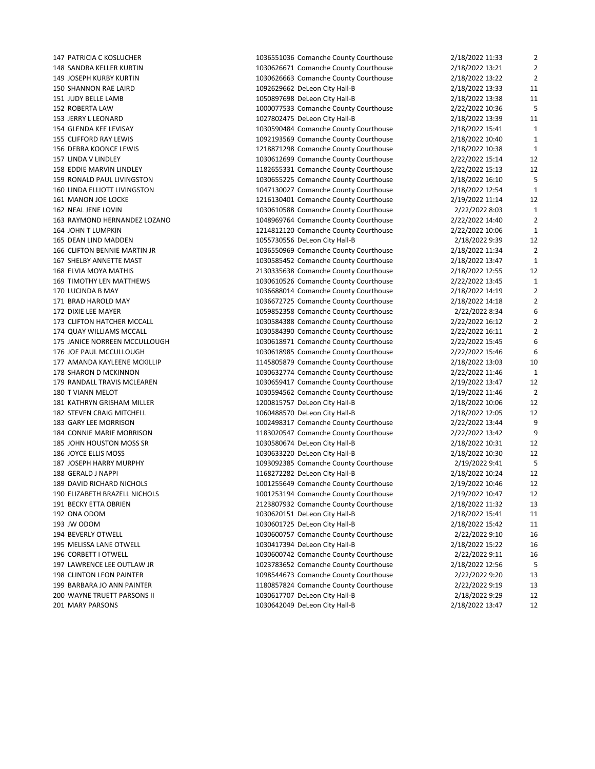| | | | | | |
|---|---|---|---|---|---|
| 147 | PATRICIA C KOSLUCHER | 1036551036 | Comanche County Courthouse | 2/18/2022 11:33 | 2 |
| 148 | SANDRA KELLER KURTIN | 1030626671 | Comanche County Courthouse | 2/18/2022 13:21 | 2 |
| 149 | JOSEPH KURBY KURTIN | 1030626663 | Comanche County Courthouse | 2/18/2022 13:22 | 2 |
| 150 | SHANNON RAE LAIRD | 1092629662 | DeLeon City Hall-B | 2/18/2022 13:33 | 11 |
| 151 | JUDY BELLE LAMB | 1050897698 | DeLeon City Hall-B | 2/18/2022 13:38 | 11 |
| 152 | ROBERTA LAW | 1000077533 | Comanche County Courthouse | 2/22/2022 10:36 | 5 |
| 153 | JERRY L LEONARD | 1027802475 | DeLeon City Hall-B | 2/18/2022 13:39 | 11 |
| 154 | GLENDA KEE LEVISAY | 1030590484 | Comanche County Courthouse | 2/18/2022 15:41 | 1 |
| 155 | CLIFFORD RAY LEWIS | 1092193569 | Comanche County Courthouse | 2/18/2022 10:40 | 1 |
| 156 | DEBRA KOONCE LEWIS | 1218871298 | Comanche County Courthouse | 2/18/2022 10:38 | 1 |
| 157 | LINDA V LINDLEY | 1030612699 | Comanche County Courthouse | 2/22/2022 15:14 | 12 |
| 158 | EDDIE MARVIN LINDLEY | 1182655331 | Comanche County Courthouse | 2/22/2022 15:13 | 12 |
| 159 | RONALD PAUL LIVINGSTON | 1030655225 | Comanche County Courthouse | 2/18/2022 16:10 | 5 |
| 160 | LINDA ELLIOTT LIVINGSTON | 1047130027 | Comanche County Courthouse | 2/18/2022 12:54 | 1 |
| 161 | MANON JOE LOCKE | 1216130401 | Comanche County Courthouse | 2/19/2022 11:14 | 12 |
| 162 | NEAL JENE LOVIN | 1030610588 | Comanche County Courthouse | 2/22/2022 8:03 | 1 |
| 163 | RAYMOND HERNANDEZ LOZANO | 1048969764 | Comanche County Courthouse | 2/22/2022 14:40 | 2 |
| 164 | JOHN T LUMPKIN | 1214812120 | Comanche County Courthouse | 2/22/2022 10:06 | 1 |
| 165 | DEAN LIND MADDEN | 1055730556 | DeLeon City Hall-B | 2/18/2022 9:39 | 12 |
| 166 | CLIFTON BENNIE MARTIN JR | 1036550969 | Comanche County Courthouse | 2/18/2022 11:34 | 2 |
| 167 | SHELBY ANNETTE MAST | 1030585452 | Comanche County Courthouse | 2/18/2022 13:47 | 1 |
| 168 | ELVIA MOYA MATHIS | 2130335638 | Comanche County Courthouse | 2/18/2022 12:55 | 12 |
| 169 | TIMOTHY LEN MATTHEWS | 1030610526 | Comanche County Courthouse | 2/22/2022 13:45 | 1 |
| 170 | LUCINDA B MAY | 1036688014 | Comanche County Courthouse | 2/18/2022 14:19 | 2 |
| 171 | BRAD HAROLD MAY | 1036672725 | Comanche County Courthouse | 2/18/2022 14:18 | 2 |
| 172 | DIXIE LEE MAYER | 1059852358 | Comanche County Courthouse | 2/22/2022 8:34 | 6 |
| 173 | CLIFTON HATCHER MCCALL | 1030584388 | Comanche County Courthouse | 2/22/2022 16:12 | 2 |
| 174 | QUAY WILLIAMS MCCALL | 1030584390 | Comanche County Courthouse | 2/22/2022 16:11 | 2 |
| 175 | JANICE NORREEN MCCULLOUGH | 1030618971 | Comanche County Courthouse | 2/22/2022 15:45 | 6 |
| 176 | JOE PAUL MCCULLOUGH | 1030618985 | Comanche County Courthouse | 2/22/2022 15:46 | 6 |
| 177 | AMANDA KAYLEENE MCKILLIP | 1145805879 | Comanche County Courthouse | 2/18/2022 13:03 | 10 |
| 178 | SHARON D MCKINNON | 1030632774 | Comanche County Courthouse | 2/22/2022 11:46 | 1 |
| 179 | RANDALL TRAVIS MCLEAREN | 1030659417 | Comanche County Courthouse | 2/19/2022 13:47 | 12 |
| 180 | T VIANN MELOT | 1030594562 | Comanche County Courthouse | 2/19/2022 11:46 | 2 |
| 181 | KATHRYN GRISHAM MILLER | 1200815757 | DeLeon City Hall-B | 2/18/2022 10:06 | 12 |
| 182 | STEVEN CRAIG MITCHELL | 1060488570 | DeLeon City Hall-B | 2/18/2022 12:05 | 12 |
| 183 | GARY LEE MORRISON | 1002498317 | Comanche County Courthouse | 2/22/2022 13:44 | 9 |
| 184 | CONNIE MARIE MORRISON | 1183020547 | Comanche County Courthouse | 2/22/2022 13:42 | 9 |
| 185 | JOHN HOUSTON MOSS SR | 1030580674 | DeLeon City Hall-B | 2/18/2022 10:31 | 12 |
| 186 | JOYCE ELLIS MOSS | 1030633220 | DeLeon City Hall-B | 2/18/2022 10:30 | 12 |
| 187 | JOSEPH HARRY MURPHY | 1093092385 | Comanche County Courthouse | 2/19/2022 9:41 | 5 |
| 188 | GERALD J NAPPI | 1168272282 | DeLeon City Hall-B | 2/18/2022 10:24 | 12 |
| 189 | DAVID RICHARD NICHOLS | 1001255649 | Comanche County Courthouse | 2/19/2022 10:46 | 12 |
| 190 | ELIZABETH BRAZELL NICHOLS | 1001253194 | Comanche County Courthouse | 2/19/2022 10:47 | 12 |
| 191 | BECKY ETTA OBRIEN | 2123807932 | Comanche County Courthouse | 2/18/2022 11:32 | 13 |
| 192 | ONA ODOM | 1030620151 | DeLeon City Hall-B | 2/18/2022 15:41 | 11 |
| 193 | JW ODOM | 1030601725 | DeLeon City Hall-B | 2/18/2022 15:42 | 11 |
| 194 | BEVERLY OTWELL | 1030600757 | Comanche County Courthouse | 2/22/2022 9:10 | 16 |
| 195 | MELISSA LANE OTWELL | 1030417394 | DeLeon City Hall-B | 2/18/2022 15:22 | 16 |
| 196 | CORBETT I OTWELL | 1030600742 | Comanche County Courthouse | 2/22/2022 9:11 | 16 |
| 197 | LAWRENCE LEE OUTLAW JR | 1023783652 | Comanche County Courthouse | 2/18/2022 12:56 | 5 |
| 198 | CLINTON LEON PAINTER | 1098544673 | Comanche County Courthouse | 2/22/2022 9:20 | 13 |
| 199 | BARBARA JO ANN PAINTER | 1180857824 | Comanche County Courthouse | 2/22/2022 9:19 | 13 |
| 200 | WAYNE TRUETT PARSONS II | 1030617707 | DeLeon City Hall-B | 2/18/2022 9:29 | 12 |
| 201 | MARY PARSONS | 1030642049 | DeLeon City Hall-B | 2/18/2022 13:47 | 12 |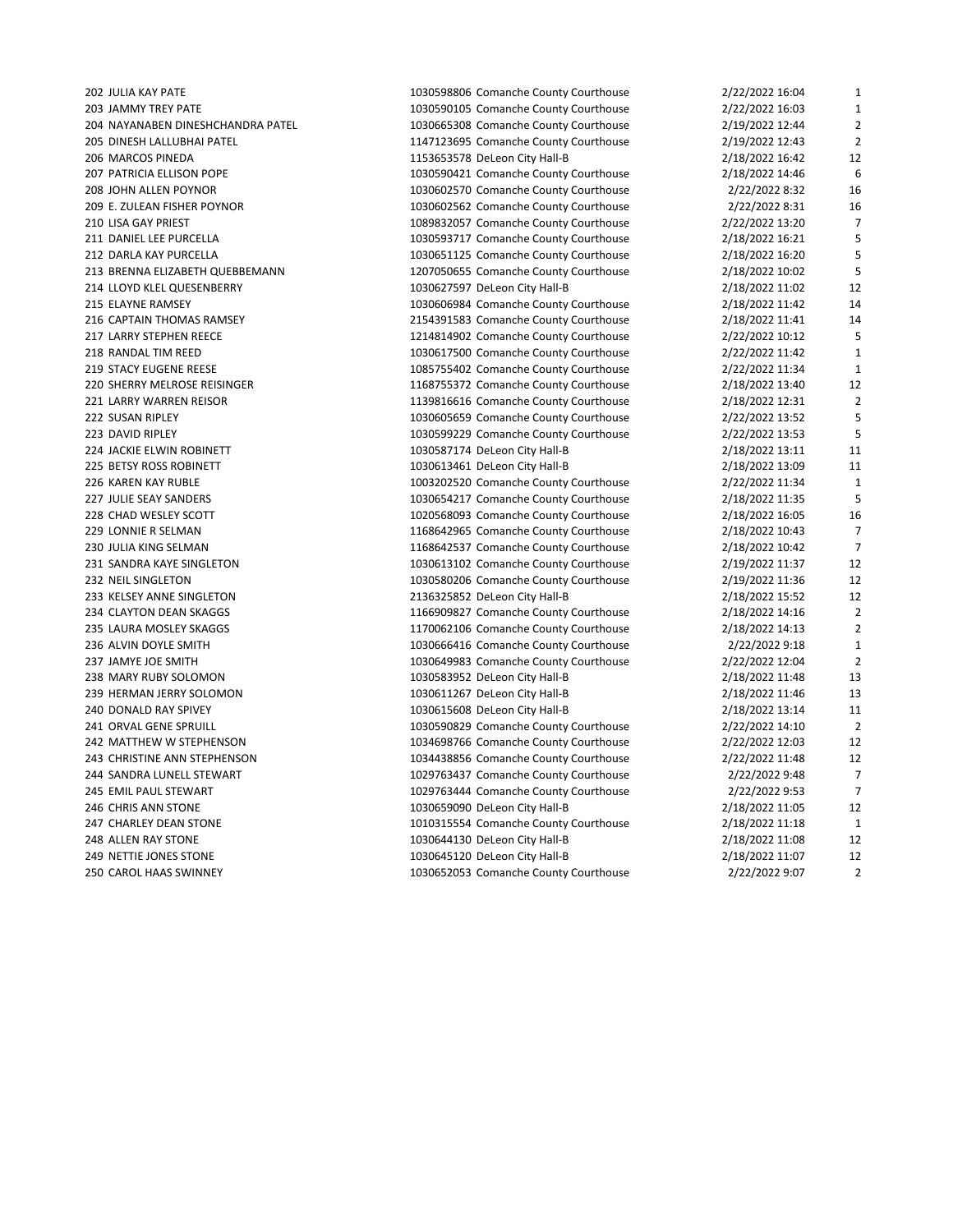| | | | | | |
|---|---|---|---|---|---|
| 202 | JULIA KAY PATE | 1030598806 | Comanche County Courthouse | 2/22/2022 16:04 | 1 |
| 203 | JAMMY TREY PATE | 1030590105 | Comanche County Courthouse | 2/22/2022 16:03 | 1 |
| 204 | NAYANABEN DINESHCHANDRA PATEL | 1030665308 | Comanche County Courthouse | 2/19/2022 12:44 | 2 |
| 205 | DINESH LALLUBHAI PATEL | 1147123695 | Comanche County Courthouse | 2/19/2022 12:43 | 2 |
| 206 | MARCOS PINEDA | 1153653578 | DeLeon City Hall-B | 2/18/2022 16:42 | 12 |
| 207 | PATRICIA ELLISON POPE | 1030590421 | Comanche County Courthouse | 2/18/2022 14:46 | 6 |
| 208 | JOHN ALLEN POYNOR | 1030602570 | Comanche County Courthouse | 2/22/2022 8:32 | 16 |
| 209 | E. ZULEAN FISHER POYNOR | 1030602562 | Comanche County Courthouse | 2/22/2022 8:31 | 16 |
| 210 | LISA GAY PRIEST | 1089832057 | Comanche County Courthouse | 2/22/2022 13:20 | 7 |
| 211 | DANIEL LEE PURCELLA | 1030593717 | Comanche County Courthouse | 2/18/2022 16:21 | 5 |
| 212 | DARLA KAY PURCELLA | 1030651125 | Comanche County Courthouse | 2/18/2022 16:20 | 5 |
| 213 | BRENNA ELIZABETH QUEBBEMANN | 1207050655 | Comanche County Courthouse | 2/18/2022 10:02 | 5 |
| 214 | LLOYD KLEL QUESENBERRY | 1030627597 | DeLeon City Hall-B | 2/18/2022 11:02 | 12 |
| 215 | ELAYNE RAMSEY | 1030606984 | Comanche County Courthouse | 2/18/2022 11:42 | 14 |
| 216 | CAPTAIN THOMAS RAMSEY | 2154391583 | Comanche County Courthouse | 2/18/2022 11:41 | 14 |
| 217 | LARRY STEPHEN REECE | 1214814902 | Comanche County Courthouse | 2/22/2022 10:12 | 5 |
| 218 | RANDAL TIM REED | 1030617500 | Comanche County Courthouse | 2/22/2022 11:42 | 1 |
| 219 | STACY EUGENE REESE | 1085755402 | Comanche County Courthouse | 2/22/2022 11:34 | 1 |
| 220 | SHERRY MELROSE REISINGER | 1168755372 | Comanche County Courthouse | 2/18/2022 13:40 | 12 |
| 221 | LARRY WARREN REISOR | 1139816616 | Comanche County Courthouse | 2/18/2022 12:31 | 2 |
| 222 | SUSAN RIPLEY | 1030605659 | Comanche County Courthouse | 2/22/2022 13:52 | 5 |
| 223 | DAVID RIPLEY | 1030599229 | Comanche County Courthouse | 2/22/2022 13:53 | 5 |
| 224 | JACKIE ELWIN ROBINETT | 1030587174 | DeLeon City Hall-B | 2/18/2022 13:11 | 11 |
| 225 | BETSY ROSS ROBINETT | 1030613461 | DeLeon City Hall-B | 2/18/2022 13:09 | 11 |
| 226 | KAREN KAY RUBLE | 1003202520 | Comanche County Courthouse | 2/22/2022 11:34 | 1 |
| 227 | JULIE SEAY SANDERS | 1030654217 | Comanche County Courthouse | 2/18/2022 11:35 | 5 |
| 228 | CHAD WESLEY SCOTT | 1020568093 | Comanche County Courthouse | 2/18/2022 16:05 | 16 |
| 229 | LONNIE R SELMAN | 1168642965 | Comanche County Courthouse | 2/18/2022 10:43 | 7 |
| 230 | JULIA KING SELMAN | 1168642537 | Comanche County Courthouse | 2/18/2022 10:42 | 7 |
| 231 | SANDRA KAYE SINGLETON | 1030613102 | Comanche County Courthouse | 2/19/2022 11:37 | 12 |
| 232 | NEIL SINGLETON | 1030580206 | Comanche County Courthouse | 2/19/2022 11:36 | 12 |
| 233 | KELSEY ANNE SINGLETON | 2136325852 | DeLeon City Hall-B | 2/18/2022 15:52 | 12 |
| 234 | CLAYTON DEAN SKAGGS | 1166909827 | Comanche County Courthouse | 2/18/2022 14:16 | 2 |
| 235 | LAURA MOSLEY SKAGGS | 1170062106 | Comanche County Courthouse | 2/18/2022 14:13 | 2 |
| 236 | ALVIN DOYLE SMITH | 1030666416 | Comanche County Courthouse | 2/22/2022 9:18 | 1 |
| 237 | JAMYE JOE SMITH | 1030649983 | Comanche County Courthouse | 2/22/2022 12:04 | 2 |
| 238 | MARY RUBY SOLOMON | 1030583952 | DeLeon City Hall-B | 2/18/2022 11:48 | 13 |
| 239 | HERMAN JERRY SOLOMON | 1030611267 | DeLeon City Hall-B | 2/18/2022 11:46 | 13 |
| 240 | DONALD RAY SPIVEY | 1030615608 | DeLeon City Hall-B | 2/18/2022 13:14 | 11 |
| 241 | ORVAL GENE SPRUILL | 1030590829 | Comanche County Courthouse | 2/22/2022 14:10 | 2 |
| 242 | MATTHEW W STEPHENSON | 1034698766 | Comanche County Courthouse | 2/22/2022 12:03 | 12 |
| 243 | CHRISTINE ANN STEPHENSON | 1034438856 | Comanche County Courthouse | 2/22/2022 11:48 | 12 |
| 244 | SANDRA LUNELL STEWART | 1029763437 | Comanche County Courthouse | 2/22/2022 9:48 | 7 |
| 245 | EMIL PAUL STEWART | 1029763444 | Comanche County Courthouse | 2/22/2022 9:53 | 7 |
| 246 | CHRIS ANN STONE | 1030659090 | DeLeon City Hall-B | 2/18/2022 11:05 | 12 |
| 247 | CHARLEY DEAN STONE | 1010315554 | Comanche County Courthouse | 2/18/2022 11:18 | 1 |
| 248 | ALLEN RAY STONE | 1030644130 | DeLeon City Hall-B | 2/18/2022 11:08 | 12 |
| 249 | NETTIE JONES STONE | 1030645120 | DeLeon City Hall-B | 2/18/2022 11:07 | 12 |
| 250 | CAROL HAAS SWINNEY | 1030652053 | Comanche County Courthouse | 2/22/2022 9:07 | 2 |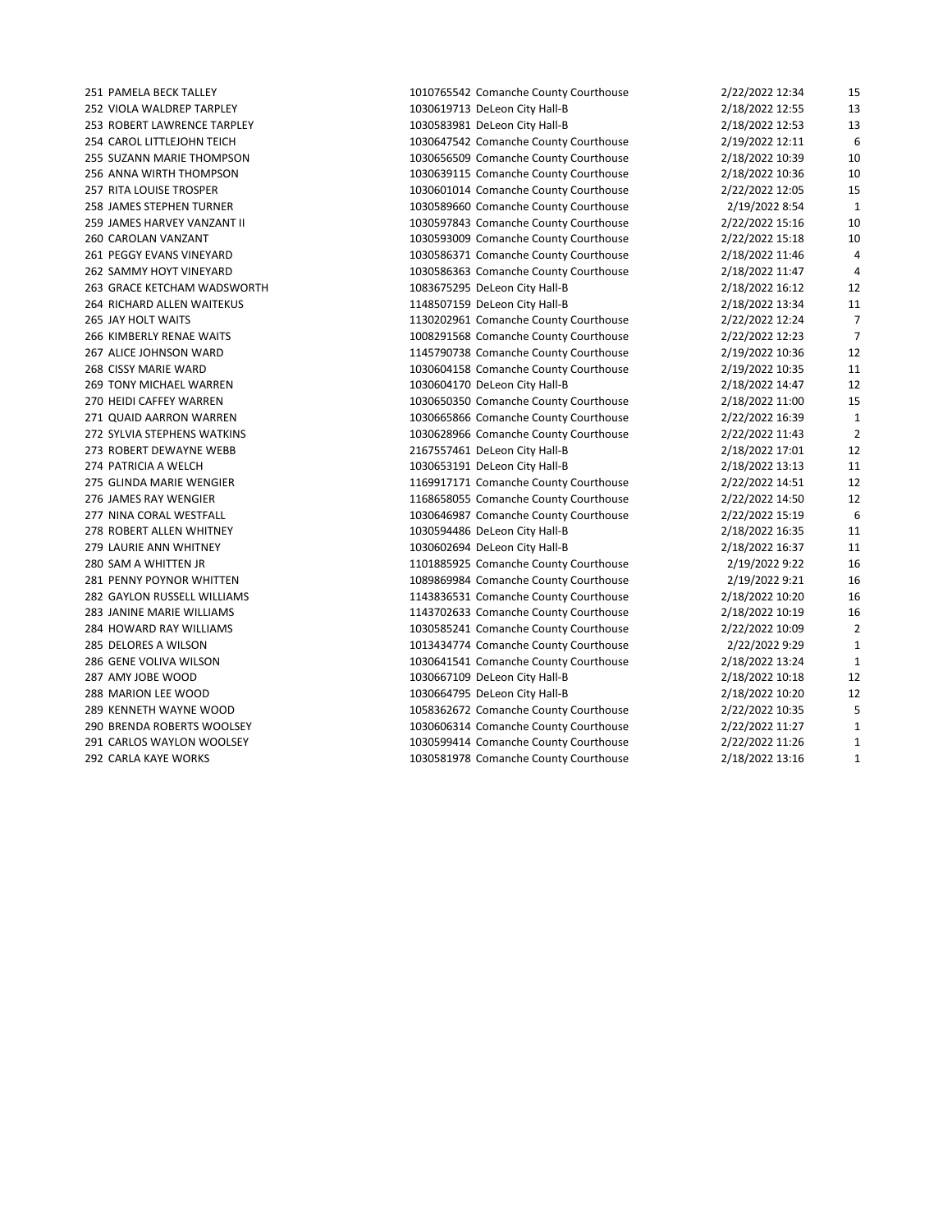| | | | | | |
|---|---|---|---|---|---|
| 251 | PAMELA BECK TALLEY | 1010765542 | Comanche County Courthouse | 2/22/2022 12:34 | 15 |
| 252 | VIOLA WALDREP TARPLEY | 1030619713 | DeLeon City Hall-B | 2/18/2022 12:55 | 13 |
| 253 | ROBERT LAWRENCE TARPLEY | 1030583981 | DeLeon City Hall-B | 2/18/2022 12:53 | 13 |
| 254 | CAROL LITTLEJOHN TEICH | 1030647542 | Comanche County Courthouse | 2/19/2022 12:11 | 6 |
| 255 | SUZANN MARIE THOMPSON | 1030656509 | Comanche County Courthouse | 2/18/2022 10:39 | 10 |
| 256 | ANNA WIRTH THOMPSON | 1030639115 | Comanche County Courthouse | 2/18/2022 10:36 | 10 |
| 257 | RITA LOUISE TROSPER | 1030601014 | Comanche County Courthouse | 2/22/2022 12:05 | 15 |
| 258 | JAMES STEPHEN TURNER | 1030589660 | Comanche County Courthouse | 2/19/2022 8:54 | 1 |
| 259 | JAMES HARVEY VANZANT II | 1030597843 | Comanche County Courthouse | 2/22/2022 15:16 | 10 |
| 260 | CAROLAN VANZANT | 1030593009 | Comanche County Courthouse | 2/22/2022 15:18 | 10 |
| 261 | PEGGY EVANS VINEYARD | 1030586371 | Comanche County Courthouse | 2/18/2022 11:46 | 4 |
| 262 | SAMMY HOYT VINEYARD | 1030586363 | Comanche County Courthouse | 2/18/2022 11:47 | 4 |
| 263 | GRACE KETCHAM WADSWORTH | 1083675295 | DeLeon City Hall-B | 2/18/2022 16:12 | 12 |
| 264 | RICHARD ALLEN WAITEKUS | 1148507159 | DeLeon City Hall-B | 2/18/2022 13:34 | 11 |
| 265 | JAY HOLT WAITS | 1130202961 | Comanche County Courthouse | 2/22/2022 12:24 | 7 |
| 266 | KIMBERLY RENAE WAITS | 1008291568 | Comanche County Courthouse | 2/22/2022 12:23 | 7 |
| 267 | ALICE JOHNSON WARD | 1145790738 | Comanche County Courthouse | 2/19/2022 10:36 | 12 |
| 268 | CISSY MARIE WARD | 1030604158 | Comanche County Courthouse | 2/19/2022 10:35 | 11 |
| 269 | TONY MICHAEL WARREN | 1030604170 | DeLeon City Hall-B | 2/18/2022 14:47 | 12 |
| 270 | HEIDI CAFFEY WARREN | 1030650350 | Comanche County Courthouse | 2/18/2022 11:00 | 15 |
| 271 | QUAID AARRON WARREN | 1030665866 | Comanche County Courthouse | 2/22/2022 16:39 | 1 |
| 272 | SYLVIA STEPHENS WATKINS | 1030628966 | Comanche County Courthouse | 2/22/2022 11:43 | 2 |
| 273 | ROBERT DEWAYNE WEBB | 2167557461 | DeLeon City Hall-B | 2/18/2022 17:01 | 12 |
| 274 | PATRICIA A WELCH | 1030653191 | DeLeon City Hall-B | 2/18/2022 13:13 | 11 |
| 275 | GLINDA MARIE WENGIER | 1169917171 | Comanche County Courthouse | 2/22/2022 14:51 | 12 |
| 276 | JAMES RAY WENGIER | 1168658055 | Comanche County Courthouse | 2/22/2022 14:50 | 12 |
| 277 | NINA CORAL WESTFALL | 1030646987 | Comanche County Courthouse | 2/22/2022 15:19 | 6 |
| 278 | ROBERT ALLEN WHITNEY | 1030594486 | DeLeon City Hall-B | 2/18/2022 16:35 | 11 |
| 279 | LAURIE ANN WHITNEY | 1030602694 | DeLeon City Hall-B | 2/18/2022 16:37 | 11 |
| 280 | SAM A WHITTEN JR | 1101885925 | Comanche County Courthouse | 2/19/2022 9:22 | 16 |
| 281 | PENNY POYNOR WHITTEN | 1089869984 | Comanche County Courthouse | 2/19/2022 9:21 | 16 |
| 282 | GAYLON RUSSELL WILLIAMS | 1143836531 | Comanche County Courthouse | 2/18/2022 10:20 | 16 |
| 283 | JANINE MARIE WILLIAMS | 1143702633 | Comanche County Courthouse | 2/18/2022 10:19 | 16 |
| 284 | HOWARD RAY WILLIAMS | 1030585241 | Comanche County Courthouse | 2/22/2022 10:09 | 2 |
| 285 | DELORES A WILSON | 1013434774 | Comanche County Courthouse | 2/22/2022 9:29 | 1 |
| 286 | GENE VOLIVA WILSON | 1030641541 | Comanche County Courthouse | 2/18/2022 13:24 | 1 |
| 287 | AMY JOBE WOOD | 1030667109 | DeLeon City Hall-B | 2/18/2022 10:18 | 12 |
| 288 | MARION LEE WOOD | 1030664795 | DeLeon City Hall-B | 2/18/2022 10:20 | 12 |
| 289 | KENNETH WAYNE WOOD | 1058362672 | Comanche County Courthouse | 2/22/2022 10:35 | 5 |
| 290 | BRENDA ROBERTS WOOLSEY | 1030606314 | Comanche County Courthouse | 2/22/2022 11:27 | 1 |
| 291 | CARLOS WAYLON WOOLSEY | 1030599414 | Comanche County Courthouse | 2/22/2022 11:26 | 1 |
| 292 | CARLA KAYE WORKS | 1030581978 | Comanche County Courthouse | 2/18/2022 13:16 | 1 |